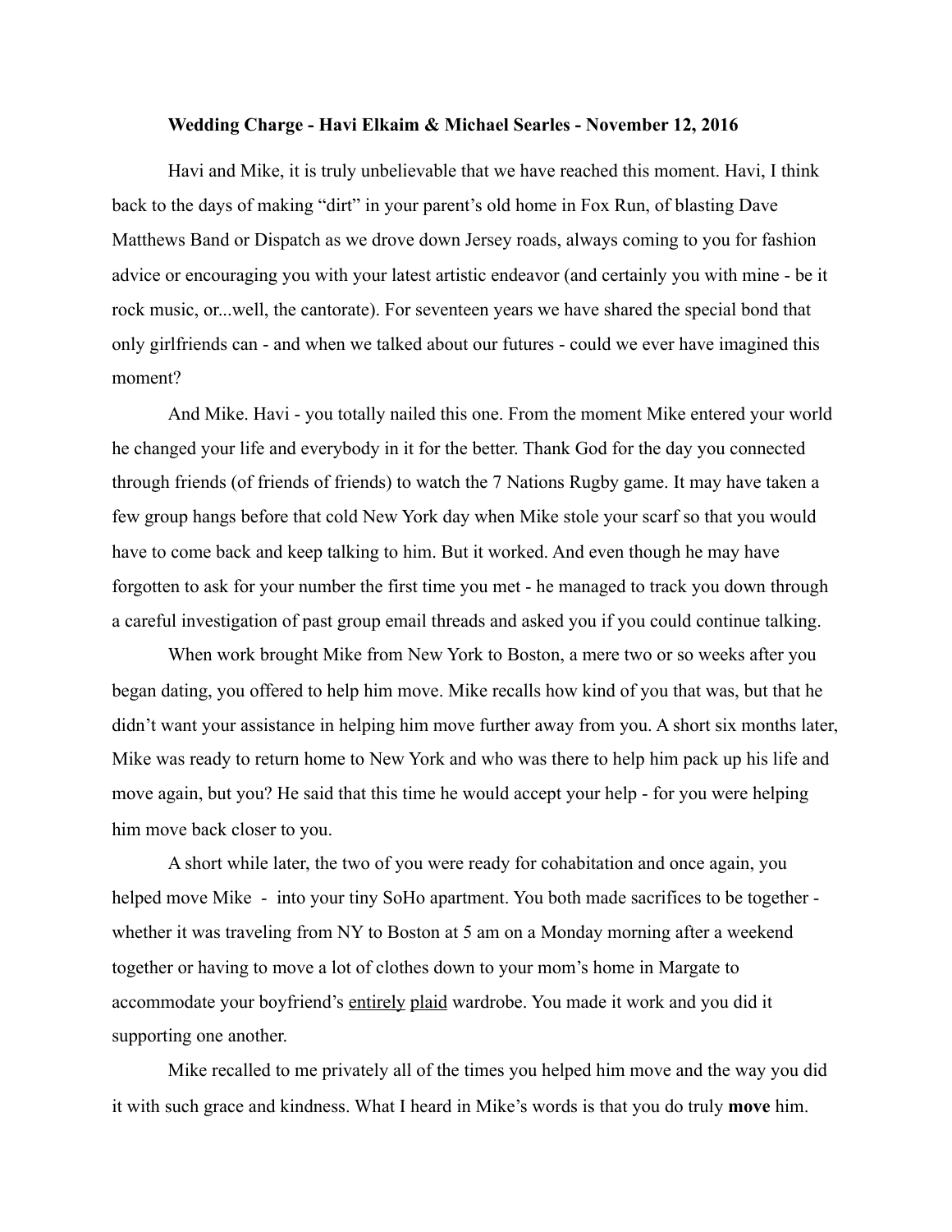**Wedding Charge - Havi Elkaim & Michael Searles - November 12, 2016**

Havi and Mike, it is truly unbelievable that we have reached this moment. Havi, I think back to the days of making "dirt" in your parent's old home in Fox Run, of blasting Dave Matthews Band or Dispatch as we drove down Jersey roads, always coming to you for fashion advice or encouraging you with your latest artistic endeavor (and certainly you with mine - be it rock music, or...well, the cantorate). For seventeen years we have shared the special bond that only girlfriends can - and when we talked about our futures - could we ever have imagined this moment?

And Mike. Havi - you totally nailed this one. From the moment Mike entered your world he changed your life and everybody in it for the better. Thank God for the day you connected through friends (of friends of friends) to watch the 7 Nations Rugby game. It may have taken a few group hangs before that cold New York day when Mike stole your scarf so that you would have to come back and keep talking to him. But it worked. And even though he may have forgotten to ask for your number the first time you met - he managed to track you down through a careful investigation of past group email threads and asked you if you could continue talking.

When work brought Mike from New York to Boston, a mere two or so weeks after you began dating, you offered to help him move. Mike recalls how kind of you that was, but that he didn't want your assistance in helping him move further away from you. A short six months later, Mike was ready to return home to New York and who was there to help him pack up his life and move again, but you? He said that this time he would accept your help - for you were helping him move back closer to you.

A short while later, the two of you were ready for cohabitation and once again, you helped move Mike - into your tiny SoHo apartment. You both made sacrifices to be together - whether it was traveling from NY to Boston at 5 am on a Monday morning after a weekend together or having to move a lot of clothes down to your mom's home in Margate to accommodate your boyfriend's <u>entirely</u> <u>plaid</u> wardrobe. You made it work and you did it supporting one another.

Mike recalled to me privately all of the times you helped him move and the way you did it with such grace and kindness. What I heard in Mike's words is that you do truly **move** him.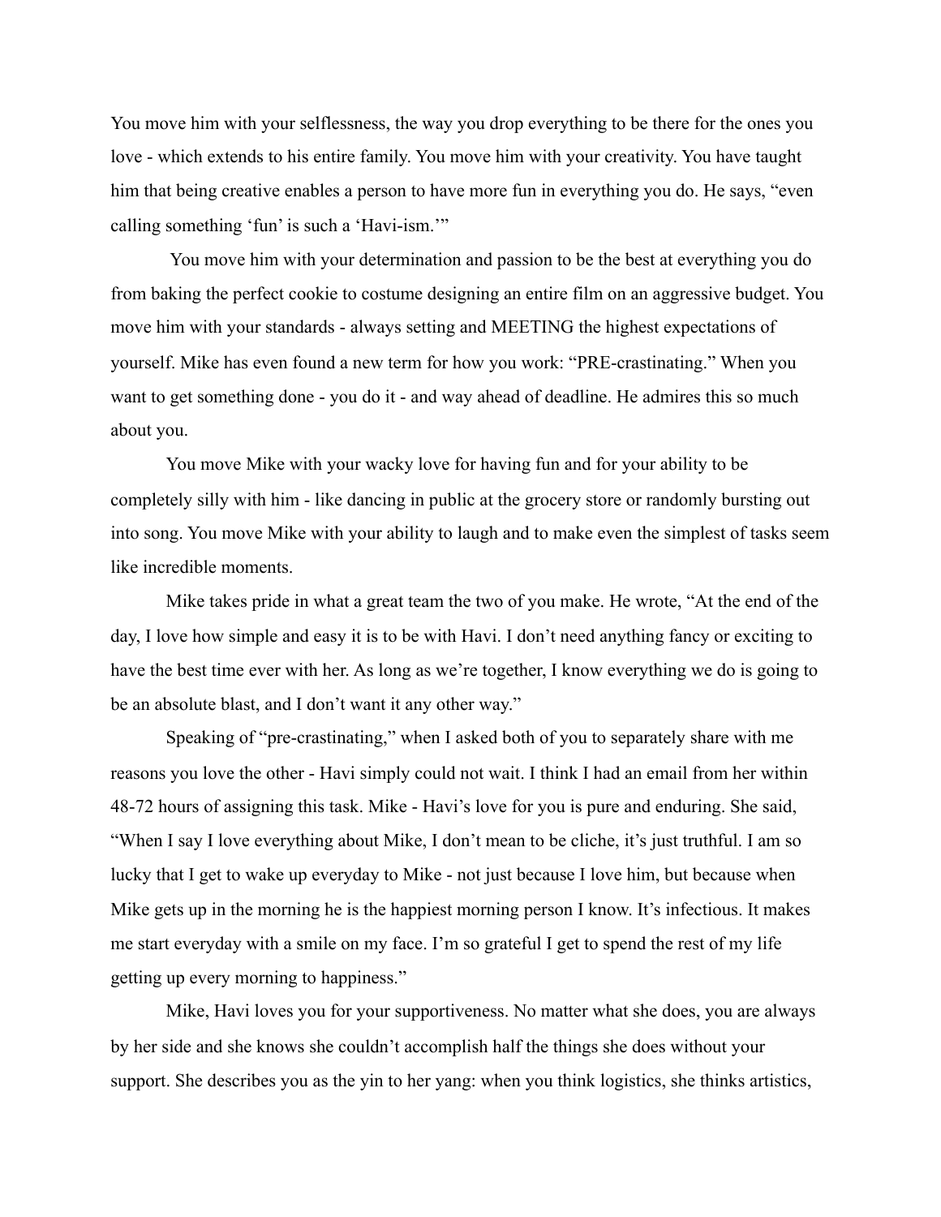You move him with your selflessness, the way you drop everything to be there for the ones you love - which extends to his entire family. You move him with your creativity. You have taught him that being creative enables a person to have more fun in everything you do. He says, "even calling something 'fun' is such a 'Havi-ism.'"

You move him with your determination and passion to be the best at everything you do from baking the perfect cookie to costume designing an entire film on an aggressive budget. You move him with your standards - always setting and MEETING the highest expectations of yourself. Mike has even found a new term for how you work: "PRE-crastinating." When you want to get something done - you do it - and way ahead of deadline. He admires this so much about you.

You move Mike with your wacky love for having fun and for your ability to be completely silly with him - like dancing in public at the grocery store or randomly bursting out into song. You move Mike with your ability to laugh and to make even the simplest of tasks seem like incredible moments.

Mike takes pride in what a great team the two of you make. He wrote, "At the end of the day, I love how simple and easy it is to be with Havi. I don't need anything fancy or exciting to have the best time ever with her. As long as we're together, I know everything we do is going to be an absolute blast, and I don't want it any other way."

Speaking of "pre-crastinating," when I asked both of you to separately share with me reasons you love the other - Havi simply could not wait. I think I had an email from her within 48-72 hours of assigning this task. Mike - Havi's love for you is pure and enduring. She said, "When I say I love everything about Mike, I don't mean to be cliche, it's just truthful. I am so lucky that I get to wake up everyday to Mike - not just because I love him, but because when Mike gets up in the morning he is the happiest morning person I know. It's infectious. It makes me start everyday with a smile on my face. I'm so grateful I get to spend the rest of my life getting up every morning to happiness."

Mike, Havi loves you for your supportiveness. No matter what she does, you are always by her side and she knows she couldn't accomplish half the things she does without your support. She describes you as the yin to her yang: when you think logistics, she thinks artistics,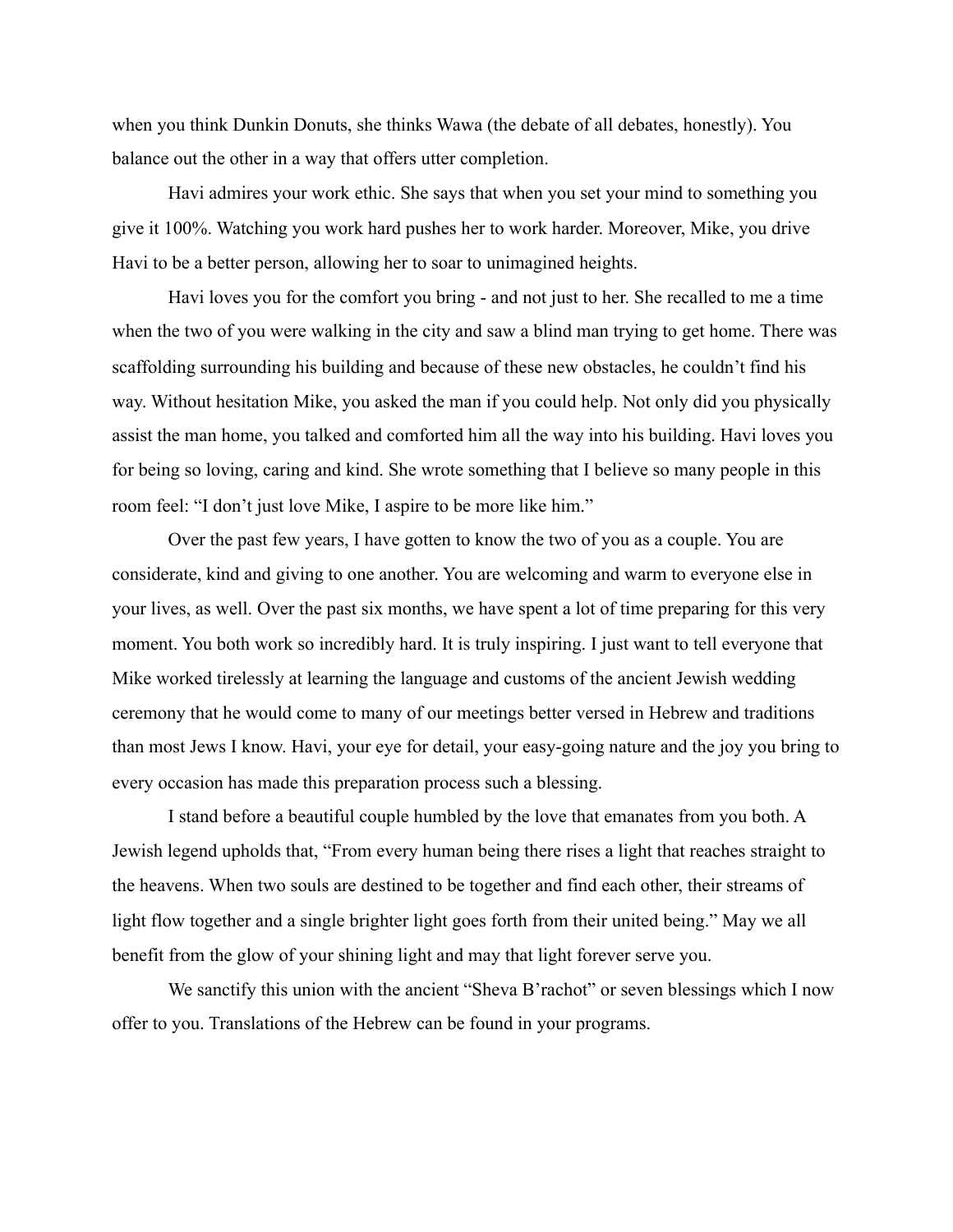when you think Dunkin Donuts, she thinks Wawa (the debate of all debates, honestly). You balance out the other in a way that offers utter completion.

Havi admires your work ethic. She says that when you set your mind to something you give it 100%. Watching you work hard pushes her to work harder. Moreover, Mike, you drive Havi to be a better person, allowing her to soar to unimagined heights.

Havi loves you for the comfort you bring - and not just to her. She recalled to me a time when the two of you were walking in the city and saw a blind man trying to get home. There was scaffolding surrounding his building and because of these new obstacles, he couldn't find his way. Without hesitation Mike, you asked the man if you could help. Not only did you physically assist the man home, you talked and comforted him all the way into his building. Havi loves you for being so loving, caring and kind. She wrote something that I believe so many people in this room feel: "I don't just love Mike, I aspire to be more like him."

Over the past few years, I have gotten to know the two of you as a couple. You are considerate, kind and giving to one another. You are welcoming and warm to everyone else in your lives, as well. Over the past six months, we have spent a lot of time preparing for this very moment. You both work so incredibly hard. It is truly inspiring. I just want to tell everyone that Mike worked tirelessly at learning the language and customs of the ancient Jewish wedding ceremony that he would come to many of our meetings better versed in Hebrew and traditions than most Jews I know. Havi, your eye for detail, your easy-going nature and the joy you bring to every occasion has made this preparation process such a blessing.

I stand before a beautiful couple humbled by the love that emanates from you both. A Jewish legend upholds that, "From every human being there rises a light that reaches straight to the heavens. When two souls are destined to be together and find each other, their streams of light flow together and a single brighter light goes forth from their united being." May we all benefit from the glow of your shining light and may that light forever serve you.

We sanctify this union with the ancient "Sheva B'rachot" or seven blessings which I now offer to you. Translations of the Hebrew can be found in your programs.